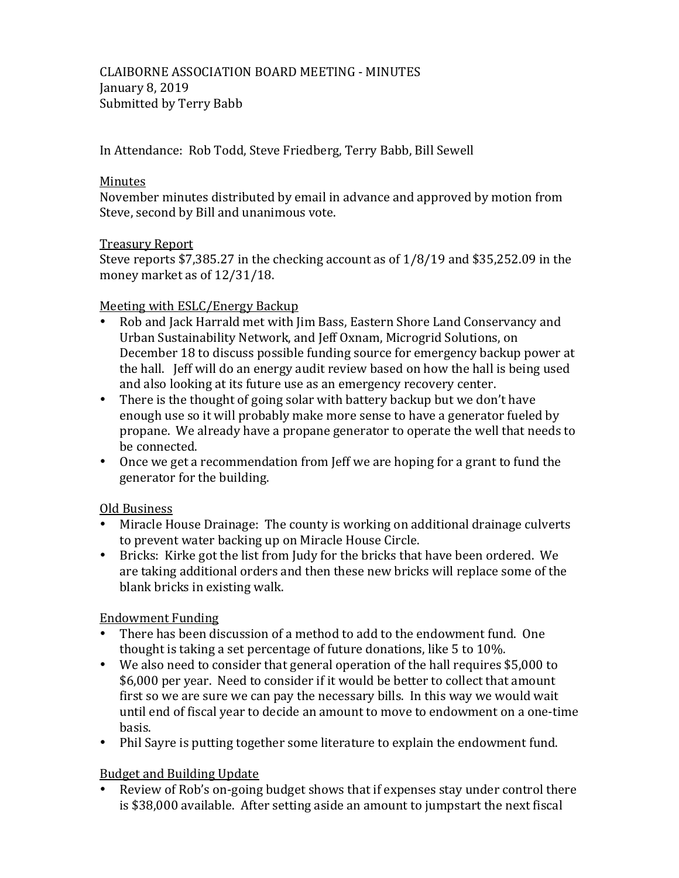CLAIBORNE ASSOCIATION BOARD MEETING - MINUTES
January 8, 2019
Submitted by Terry Babb

In Attendance: Rob Todd, Steve Friedberg, Terry Babb, Bill Sewell

## Minutes

November minutes distributed by email in advance and approved by motion from Steve, second by Bill and unanimous vote.

## Treasury Report

Steve reports $7,385.27 in the checking account as of 1/8/19 and $35,252.09 in the money market as of 12/31/18.

## Meeting with ESLC/Energy Backup

- Rob and Jack Harrald met with Jim Bass, Eastern Shore Land Conservancy and Urban Sustainability Network, and Jeff Oxnam, Microgrid Solutions, on December 18 to discuss possible funding source for emergency backup power at the hall. Jeff will do an energy audit review based on how the hall is being used and also looking at its future use as an emergency recovery center.
- There is the thought of going solar with battery backup but we don't have enough use so it will probably make more sense to have a generator fueled by propane. We already have a propane generator to operate the well that needs to be connected.
- Once we get a recommendation from Jeff we are hoping for a grant to fund the generator for the building.

## Old Business

- Miracle House Drainage: The county is working on additional drainage culverts to prevent water backing up on Miracle House Circle.
- Bricks: Kirke got the list from Judy for the bricks that have been ordered. We are taking additional orders and then these new bricks will replace some of the blank bricks in existing walk.

## Endowment Funding

- There has been discussion of a method to add to the endowment fund. One thought is taking a set percentage of future donations, like 5 to 10%.
- We also need to consider that general operation of the hall requires $5,000 to $6,000 per year. Need to consider if it would be better to collect that amount first so we are sure we can pay the necessary bills. In this way we would wait until end of fiscal year to decide an amount to move to endowment on a one-time basis.
- Phil Sayre is putting together some literature to explain the endowment fund.

## Budget and Building Update

- Review of Rob's on-going budget shows that if expenses stay under control there is $38,000 available. After setting aside an amount to jumpstart the next fiscal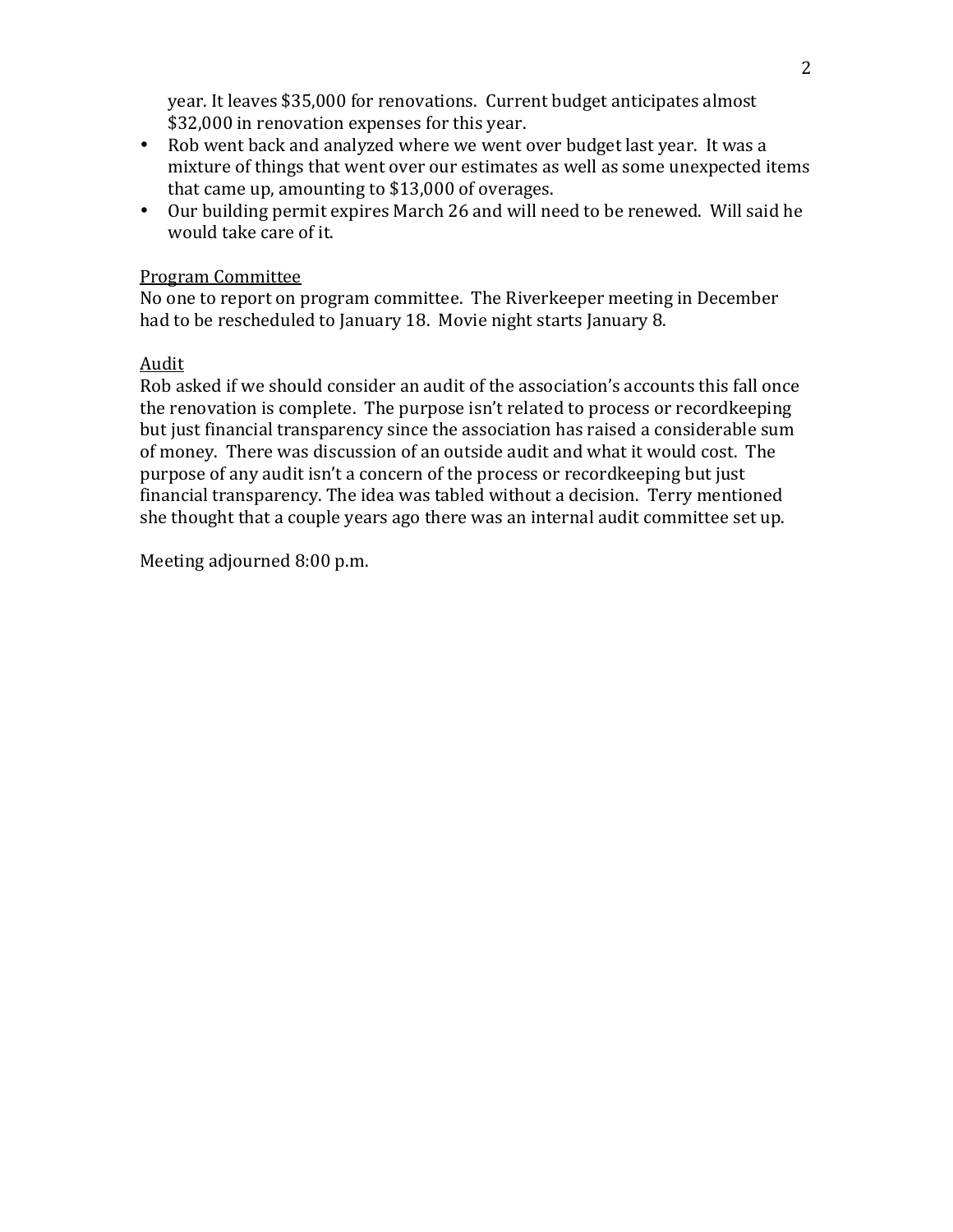year. It leaves $35,000 for renovations. Current budget anticipates almost $32,000 in renovation expenses for this year.

- Rob went back and analyzed where we went over budget last year. It was a mixture of things that went over our estimates as well as some unexpected items that came up, amounting to $13,000 of overages.
- Our building permit expires March 26 and will need to be renewed. Will said he would take care of it.

<u>Program Committee</u>

No one to report on program committee. The Riverkeeper meeting in December had to be rescheduled to January 18. Movie night starts January 8.

<u>Audit</u>

Rob asked if we should consider an audit of the association's accounts this fall once the renovation is complete. The purpose isn't related to process or recordkeeping but just financial transparency since the association has raised a considerable sum of money. There was discussion of an outside audit and what it would cost. The purpose of any audit isn't a concern of the process or recordkeeping but just financial transparency. The idea was tabled without a decision. Terry mentioned she thought that a couple years ago there was an internal audit committee set up.

Meeting adjourned 8:00 p.m.